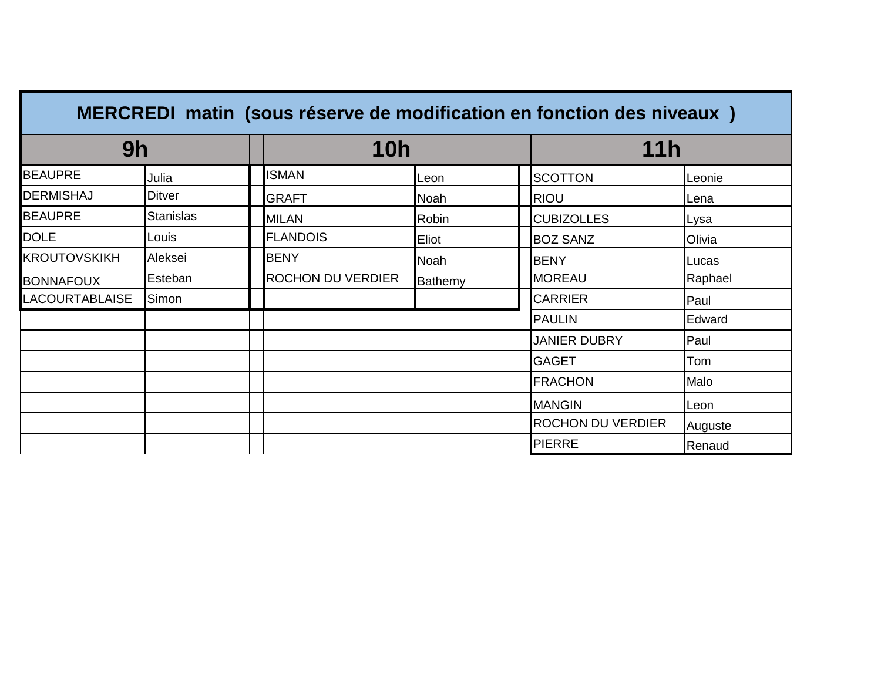## MERCREDI matin (sous réserve de modification en fonction des niveaux )

| 9h | | | 10h | | | 11h | |
|---|---|---|---|---|---|---|---|
| BEAUPRE | Julia | | ISMAN | Leon | | SCOTTON | Leonie |
| DERMISHAJ | Ditver | | GRAFT | Noah | | RIOU | Lena |
| BEAUPRE | Stanislas | | MILAN | Robin | | CUBIZOLLES | Lysa |
| DOLE | Louis | | FLANDOIS | Eliot | | BOZ SANZ | Olivia |
| KROUTOVSKIKH | Aleksei | | BENY | Noah | | BENY | Lucas |
| BONNAFOUX | Esteban | | ROCHON DU VERDIER | Bathemy | | MOREAU | Raphael |
| LACOURTABLAISE | Simon | | | | | CARRIER | Paul |
| | | | | | | PAULIN | Edward |
| | | | | | | JANIER DUBRY | Paul |
| | | | | | | GAGET | Tom |
| | | | | | | FRACHON | Malo |
| | | | | | | MANGIN | Leon |
| | | | | | | ROCHON DU VERDIER | Auguste |
| | | | | | | PIERRE | Renaud |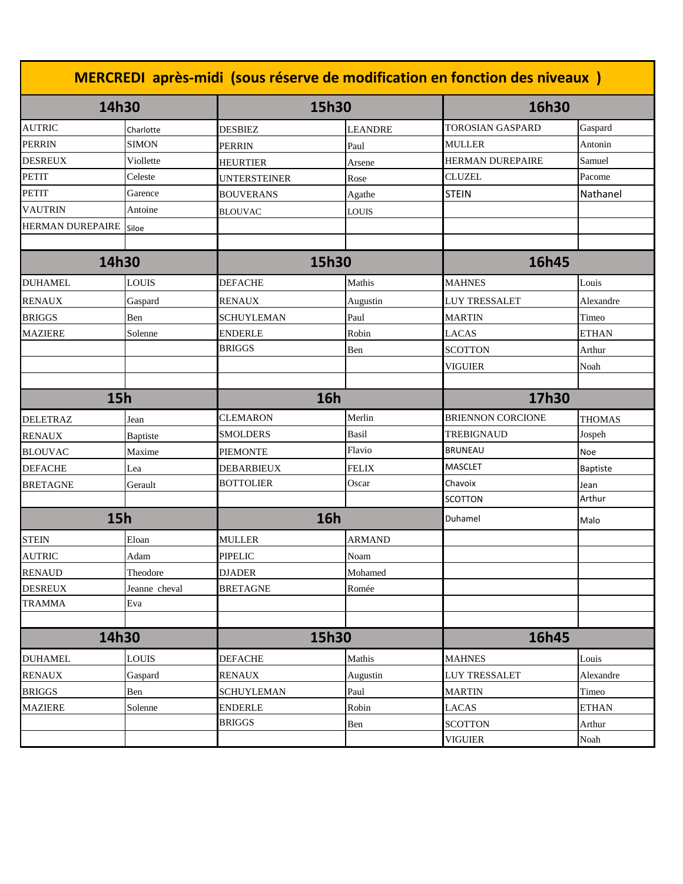| MERCREDI après-midi (sous réserve de modification en fonction des niveaux ) | | | | | |
|---|---|---|---|---|---|
| **14h30** | | **15h30** | | **16h30** | |
| AUTRIC | Charlotte | DESBIEZ | LEANDRE | TOROSIAN GASPARD | Gaspard |
| PERRIN | SIMON | PERRIN | Paul | MULLER | Antonin |
| DESREUX | Viollette | HEURTIER | Arsene | HERMAN DUREPAIRE | Samuel |
| PETIT | Celeste | UNTERSTEINER | Rose | CLUZEL | Pacome |
| PETIT | Garence | BOUVERANS | Agathe | STEIN | Nathanel |
| VAUTRIN | Antoine | BLOUVAC | LOUIS | | |
| HERMAN DUREPAIRE | Siloe | | | | |
| | | | | | |
| **14h30** | | **15h30** | | **16h45** | |
| DUHAMEL | LOUIS | DEFACHE | Mathis | MAHNES | Louis |
| RENAUX | Gaspard | RENAUX | Augustin | LUY TRESSALET | Alexandre |
| BRIGGS | Ben | SCHUYLEMAN | Paul | MARTIN | Timeo |
| MAZIERE | Solenne | ENDERLE | Robin | LACAS | ETHAN |
| | | BRIGGS | Ben | SCOTTON | Arthur |
| | | | | VIGUIER | Noah |
| | | | | | |
| **15h** | | **16h** | | **17h30** | |
| DELETRAZ | Jean | CLEMARON | Merlin | BRIENNON CORCIONE | THOMAS |
| RENAUX | Baptiste | SMOLDERS | Basil | TREBIGNAUD | Jospeh |
| BLOUVAC | Maxime | PIEMONTE | Flavio | BRUNEAU | Noe |
| DEFACHE | Lea | DEBARBIEUX | FELIX | MASCLET | Baptiste |
| BRETAGNE | Gerault | BOTTOLIER | Oscar | Chavoix | Jean |
| | | | | SCOTTON | Arthur |
| **15h** | | **16h** | | Duhamel | Malo |
| STEIN | Eloan | MULLER | ARMAND | | |
| AUTRIC | Adam | PIPELIC | Noam | | |
| RENAUD | Theodore | DJADER | Mohamed | | |
| DESREUX | Jeanne cheval | BRETAGNE | Romée | | |
| TRAMMA | Eva | | | | |
| | | | | | |
| **14h30** | | **15h30** | | **16h45** | |
| DUHAMEL | LOUIS | DEFACHE | Mathis | MAHNES | Louis |
| RENAUX | Gaspard | RENAUX | Augustin | LUY TRESSALET | Alexandre |
| BRIGGS | Ben | SCHUYLEMAN | Paul | MARTIN | Timeo |
| MAZIERE | Solenne | ENDERLE | Robin | LACAS | ETHAN |
| | | BRIGGS | Ben | SCOTTON | Arthur |
| | | | | VIGUIER | Noah |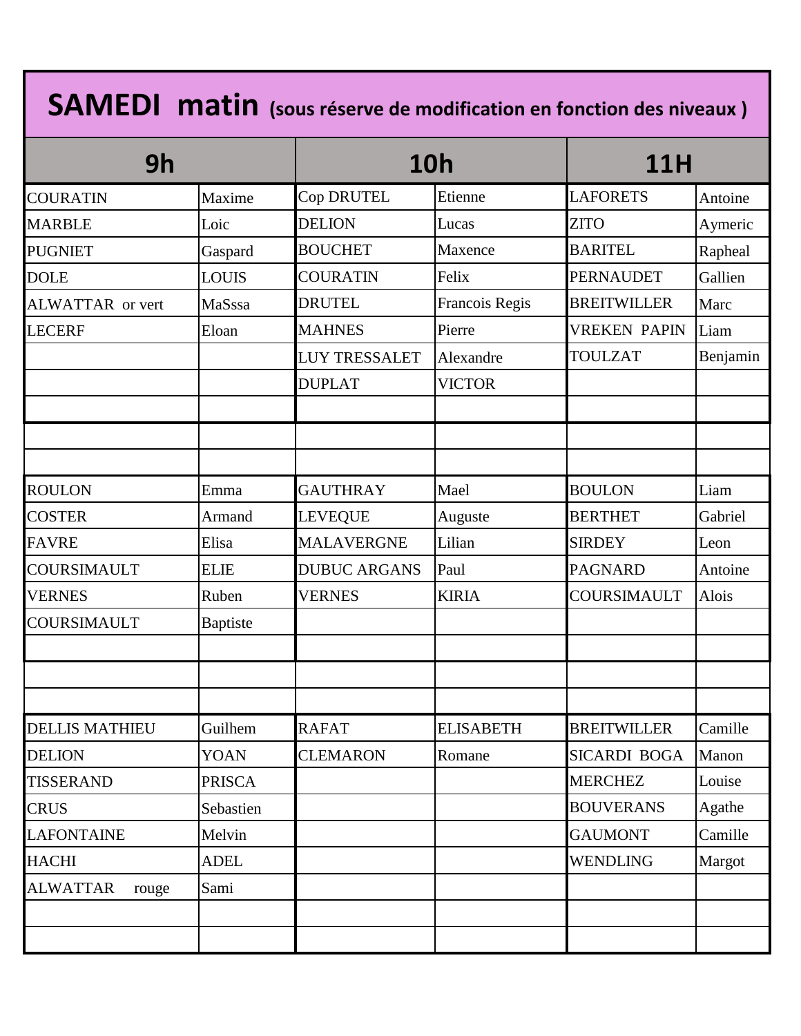# SAMEDI matin (sous réserve de modification en fonction des niveaux )

| 9h | | 10h | | 11H | |
|---|---|---|---|---|---|
| COURATIN | Maxime | Cop DRUTEL | Etienne | LAFORETS | Antoine |
| MARBLE | Loic | DELION | Lucas | ZITO | Aymeric |
| PUGNIET | Gaspard | BOUCHET | Maxence | BARITEL | Rapheal |
| DOLE | LOUIS | COURATIN | Felix | PERNAUDET | Gallien |
| ALWATTAR or vert | MaSssa | DRUTEL | Francois Regis | BREITWILLER | Marc |
| LECERF | Eloan | MAHNES | Pierre | VREKEN PAPIN | Liam |
| | | LUY TRESSALET | Alexandre | TOULZAT | Benjamin |
| | | DUPLAT | VICTOR | | |
| | | | | | |
| | | | | | |
| | | | | | |
| ROULON | Emma | GAUTHRAY | Mael | BOULON | Liam |
| COSTER | Armand | LEVEQUE | Auguste | BERTHET | Gabriel |
| FAVRE | Elisa | MALAVERGNE | Lilian | SIRDEY | Leon |
| COURSIMAULT | ELIE | DUBUC ARGANS | Paul | PAGNARD | Antoine |
| VERNES | Ruben | VERNES | KIRIA | COURSIMAULT | Alois |
| COURSIMAULT | Baptiste | | | | |
| | | | | | |
| | | | | | |
| | | | | | |
| DELLIS MATHIEU | Guilhem | RAFAT | ELISABETH | BREITWILLER | Camille |
| DELION | YOAN | CLEMARON | Romane | SICARDI BOGA | Manon |
| TISSERAND | PRISCA | | | MERCHEZ | Louise |
| CRUS | Sebastien | | | BOUVERANS | Agathe |
| LAFONTAINE | Melvin | | | GAUMONT | Camille |
| HACHI | ADEL | | | WENDLING | Margot |
| ALWATTAR rouge | Sami | | | | |
| | | | | | |
| | | | | | |